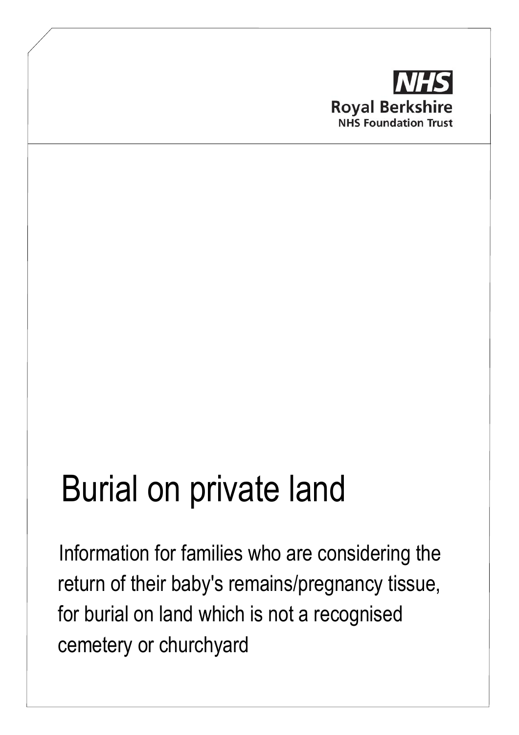**NHS**
**Royal Berkshire**
**NHS Foundation Trust**

# Burial on private land

Information for families who are considering the return of their baby's remains/pregnancy tissue, for burial on land which is not a recognised cemetery or churchyard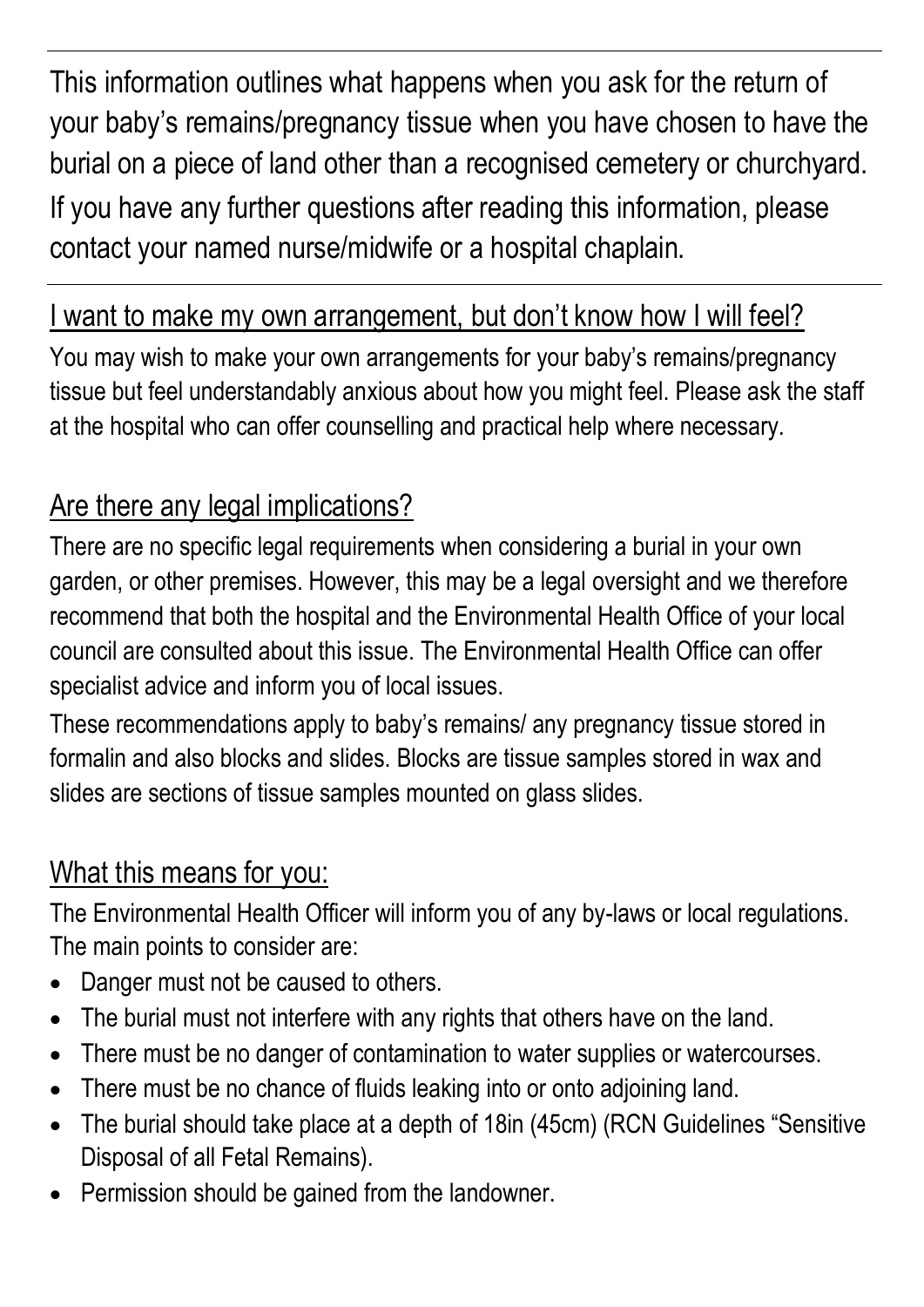This information outlines what happens when you ask for the return of your baby's remains/pregnancy tissue when you have chosen to have the burial on a piece of land other than a recognised cemetery or churchyard. If you have any further questions after reading this information, please contact your named nurse/midwife or a hospital chaplain.

---

## I want to make my own arrangement, but don't know how I will feel?

You may wish to make your own arrangements for your baby's remains/pregnancy tissue but feel understandably anxious about how you might feel. Please ask the staff at the hospital who can offer counselling and practical help where necessary.

## Are there any legal implications?

There are no specific legal requirements when considering a burial in your own garden, or other premises. However, this may be a legal oversight and we therefore recommend that both the hospital and the Environmental Health Office of your local council are consulted about this issue. The Environmental Health Office can offer specialist advice and inform you of local issues.

These recommendations apply to baby's remains/ any pregnancy tissue stored in formalin and also blocks and slides. Blocks are tissue samples stored in wax and slides are sections of tissue samples mounted on glass slides.

## What this means for you:

The Environmental Health Officer will inform you of any by-laws or local regulations. The main points to consider are:

- Danger must not be caused to others.
- The burial must not interfere with any rights that others have on the land.
- There must be no danger of contamination to water supplies or watercourses.
- There must be no chance of fluids leaking into or onto adjoining land.
- The burial should take place at a depth of 18in (45cm) (RCN Guidelines "Sensitive Disposal of all Fetal Remains).
- Permission should be gained from the landowner.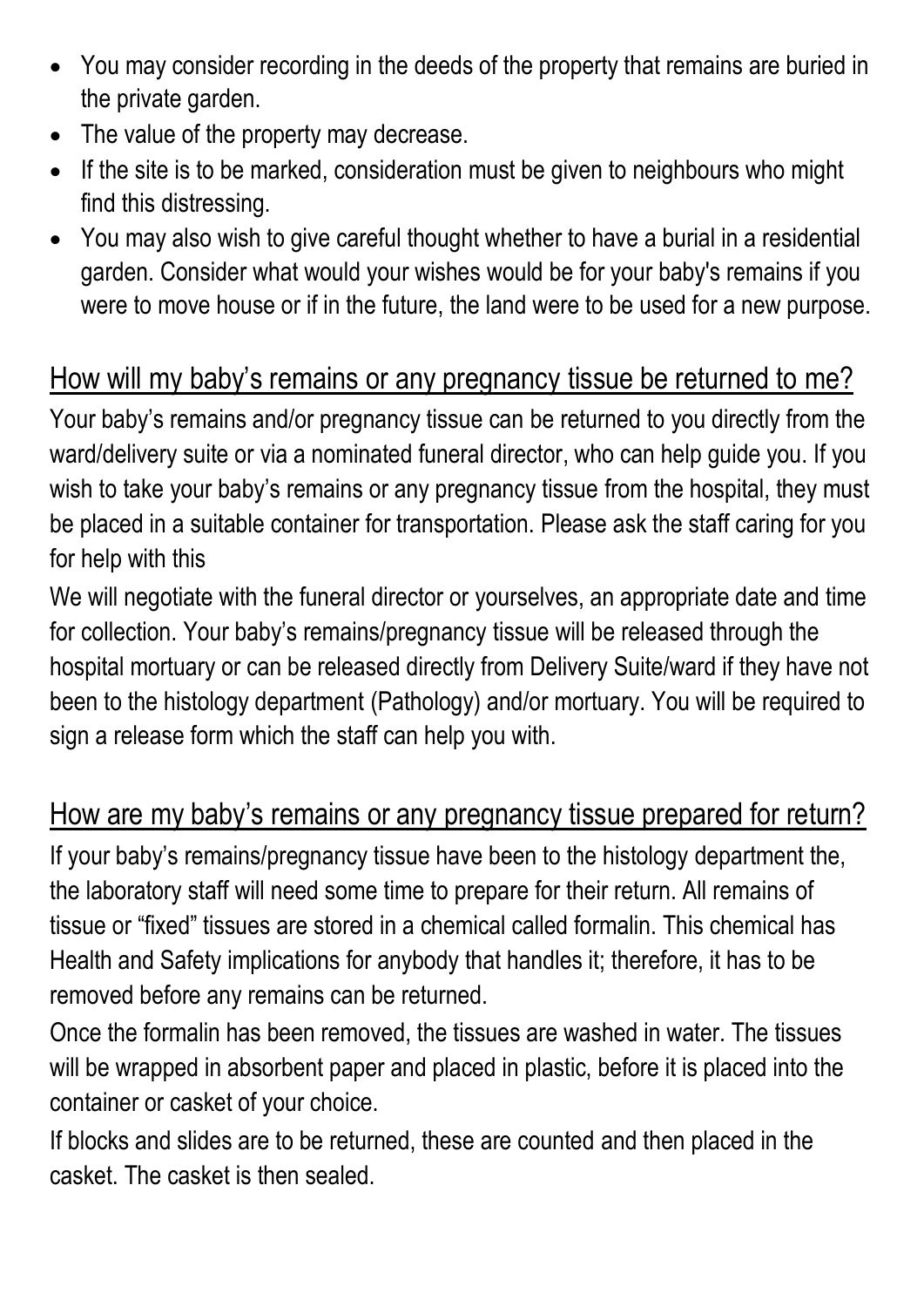- You may consider recording in the deeds of the property that remains are buried in the private garden.
- The value of the property may decrease.
- If the site is to be marked, consideration must be given to neighbours who might find this distressing.
- You may also wish to give careful thought whether to have a burial in a residential garden. Consider what would your wishes would be for your baby's remains if you were to move house or if in the future, the land were to be used for a new purpose.

## How will my baby's remains or any pregnancy tissue be returned to me?

Your baby's remains and/or pregnancy tissue can be returned to you directly from the ward/delivery suite or via a nominated funeral director, who can help guide you. If you wish to take your baby's remains or any pregnancy tissue from the hospital, they must be placed in a suitable container for transportation. Please ask the staff caring for you for help with this

We will negotiate with the funeral director or yourselves, an appropriate date and time for collection. Your baby's remains/pregnancy tissue will be released through the hospital mortuary or can be released directly from Delivery Suite/ward if they have not been to the histology department (Pathology) and/or mortuary. You will be required to sign a release form which the staff can help you with.

## How are my baby's remains or any pregnancy tissue prepared for return?

If your baby's remains/pregnancy tissue have been to the histology department the, the laboratory staff will need some time to prepare for their return. All remains of tissue or "fixed" tissues are stored in a chemical called formalin. This chemical has Health and Safety implications for anybody that handles it; therefore, it has to be removed before any remains can be returned.

Once the formalin has been removed, the tissues are washed in water. The tissues will be wrapped in absorbent paper and placed in plastic, before it is placed into the container or casket of your choice.

If blocks and slides are to be returned, these are counted and then placed in the casket. The casket is then sealed.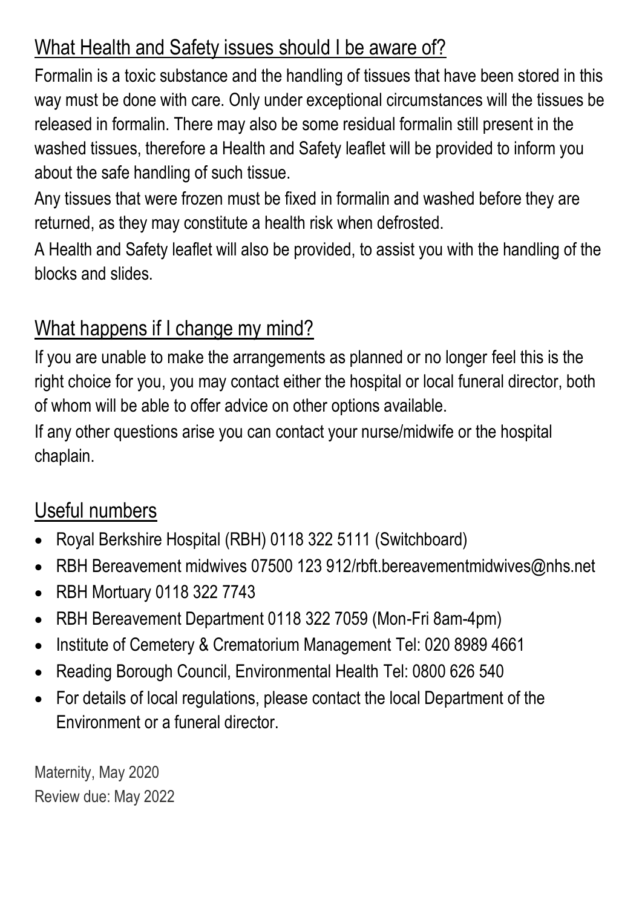## What Health and Safety issues should I be aware of?

Formalin is a toxic substance and the handling of tissues that have been stored in this way must be done with care. Only under exceptional circumstances will the tissues be released in formalin. There may also be some residual formalin still present in the washed tissues, therefore a Health and Safety leaflet will be provided to inform you about the safe handling of such tissue.

Any tissues that were frozen must be fixed in formalin and washed before they are returned, as they may constitute a health risk when defrosted.

A Health and Safety leaflet will also be provided, to assist you with the handling of the blocks and slides.

## What happens if I change my mind?

If you are unable to make the arrangements as planned or no longer feel this is the right choice for you, you may contact either the hospital or local funeral director, both of whom will be able to offer advice on other options available.

If any other questions arise you can contact your nurse/midwife or the hospital chaplain.

## Useful numbers

- Royal Berkshire Hospital (RBH) 0118 322 5111 (Switchboard)
- RBH Bereavement midwives 07500 123 912/rbft.bereavementmidwives@nhs.net
- RBH Mortuary 0118 322 7743
- RBH Bereavement Department 0118 322 7059 (Mon-Fri 8am-4pm)
- Institute of Cemetery & Crematorium Management Tel: 020 8989 4661
- Reading Borough Council, Environmental Health Tel: 0800 626 540
- For details of local regulations, please contact the local Department of the Environment or a funeral director.

Maternity, May 2020
Review due: May 2022